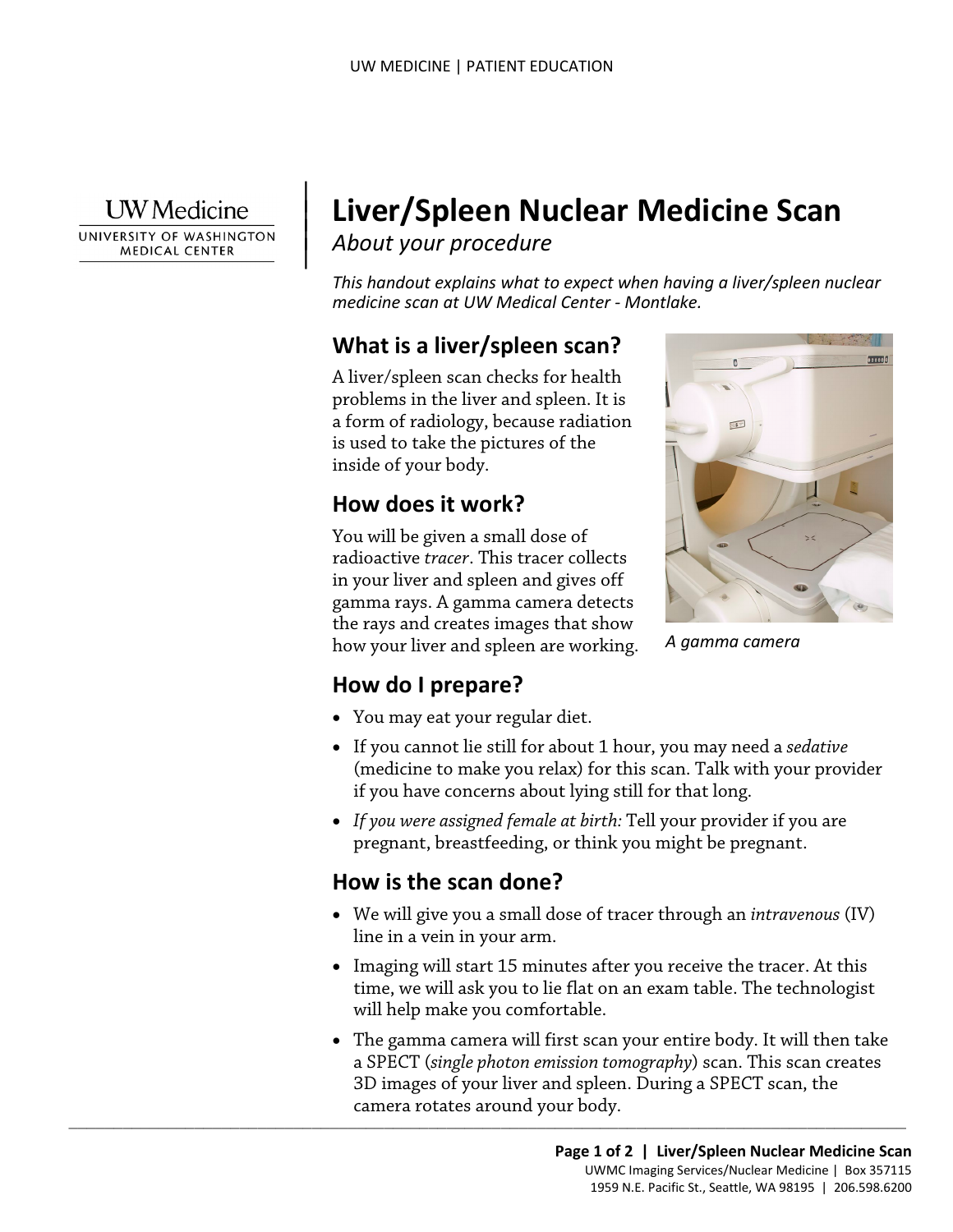# Liver/Spleen Nuclear Medicine Scan

*About your procedure*

*This handout explains what to expect when having a liver/spleen nuclear medicine scan at UW Medical Center - Montlake.*

## What is a liver/spleen scan?

A liver/spleen scan checks for health problems in the liver and spleen. It is a form of radiology, because radiation is used to take the pictures of the inside of your body.

## How does it work?

You will be given a small dose of radioactive *tracer*. This tracer collects in your liver and spleen and gives off gamma rays. A gamma camera detects the rays and creates images that show how your liver and spleen are working.

*A gamma camera*

## How do I prepare?

- You may eat your regular diet.
- If you cannot lie still for about 1 hour, you may need a *sedative* (medicine to make you relax) for this scan. Talk with your provider if you have concerns about lying still for that long.
- *If you were assigned female at birth:* Tell your provider if you are pregnant, breastfeeding, or think you might be pregnant.

## How is the scan done?

- We will give you a small dose of tracer through an *intravenous* (IV) line in a vein in your arm.
- Imaging will start 15 minutes after you receive the tracer. At this time, we will ask you to lie flat on an exam table. The technologist will help make you comfortable.
- The gamma camera will first scan your entire body. It will then take a SPECT (*single photon emission tomography*) scan. This scan creates 3D images of your liver and spleen. During a SPECT scan, the camera rotates around your body.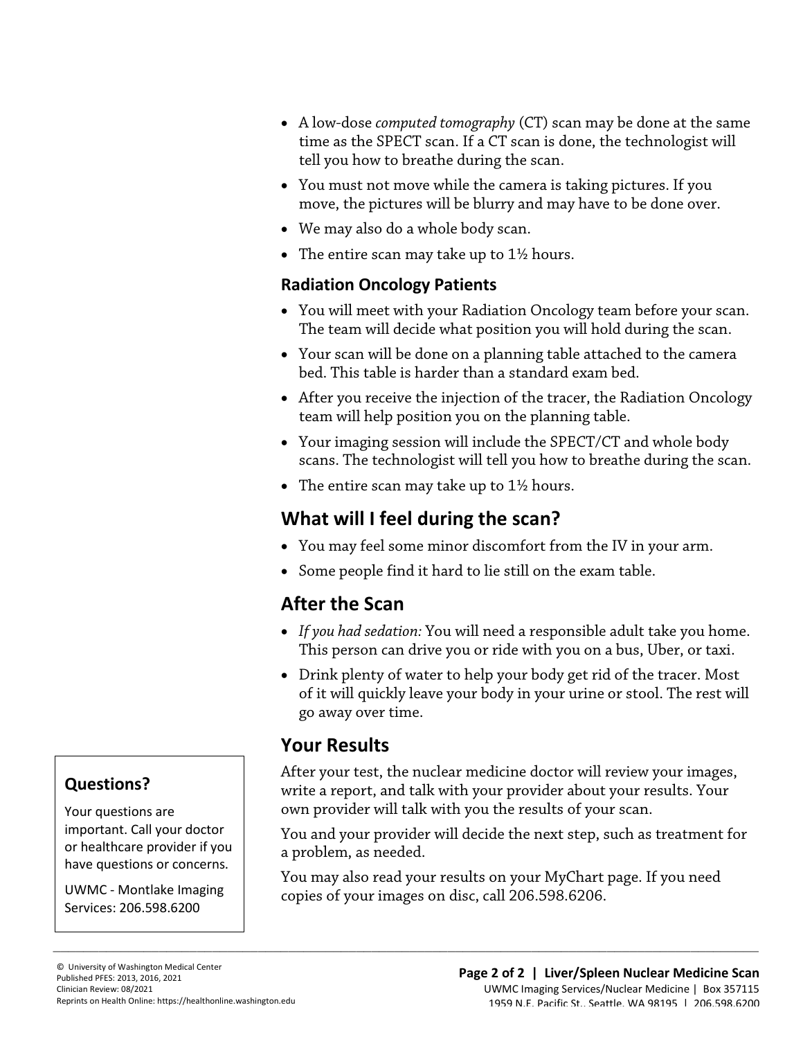- A low-dose *computed tomography* (CT) scan may be done at the same time as the SPECT scan. If a CT scan is done, the technologist will tell you how to breathe during the scan.
- You must not move while the camera is taking pictures. If you move, the pictures will be blurry and may have to be done over.
- We may also do a whole body scan.
- The entire scan may take up to 1½ hours.

### Radiation Oncology Patients

- You will meet with your Radiation Oncology team before your scan. The team will decide what position you will hold during the scan.
- Your scan will be done on a planning table attached to the camera bed. This table is harder than a standard exam bed.
- After you receive the injection of the tracer, the Radiation Oncology team will help position you on the planning table.
- Your imaging session will include the SPECT/CT and whole body scans. The technologist will tell you how to breathe during the scan.
- The entire scan may take up to 1½ hours.

## What will I feel during the scan?

- You may feel some minor discomfort from the IV in your arm.
- Some people find it hard to lie still on the exam table.

## After the Scan

- *If you had sedation:* You will need a responsible adult take you home. This person can drive you or ride with you on a bus, Uber, or taxi.
- Drink plenty of water to help your body get rid of the tracer. Most of it will quickly leave your body in your urine or stool. The rest will go away over time.

## Your Results

After your test, the nuclear medicine doctor will review your images, write a report, and talk with your provider about your results. Your own provider will talk with you the results of your scan.

You and your provider will decide the next step, such as treatment for a problem, as needed.

You may also read your results on your MyChart page. If you need copies of your images on disc, call 206.598.6206.

### Questions?

Your questions are important. Call your doctor or healthcare provider if you have questions or concerns.

UWMC - Montlake Imaging Services: 206.598.6200

© University of Washington Medical Center
Published PFES: 2013, 2016, 2021
Clinician Review: 08/2021
Reprints on Health Online: https://healthonline.washington.edu

UWMC Imaging Services/Nuclear Medicine | Box 357115
1959 N.E. Pacific St., Seattle, WA 98195 | 206.598.6200